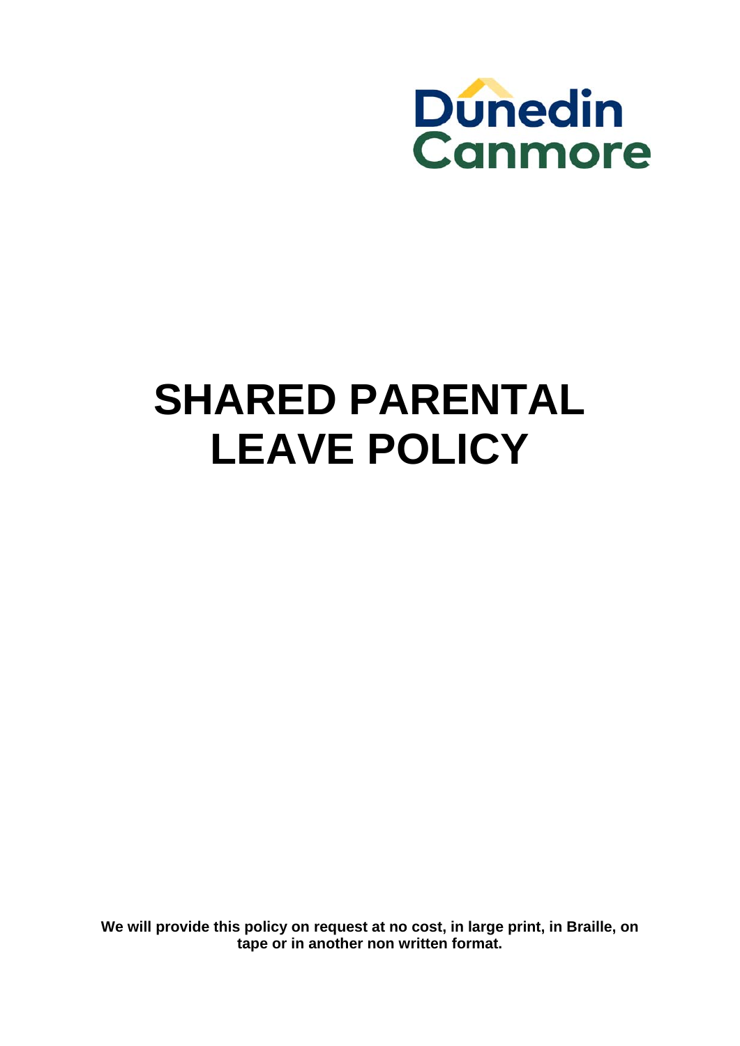Dunedin Canmore

# SHARED PARENTAL LEAVE POLICY

**We will provide this policy on request at no cost, in large print, in Braille, on tape or in another non written format.**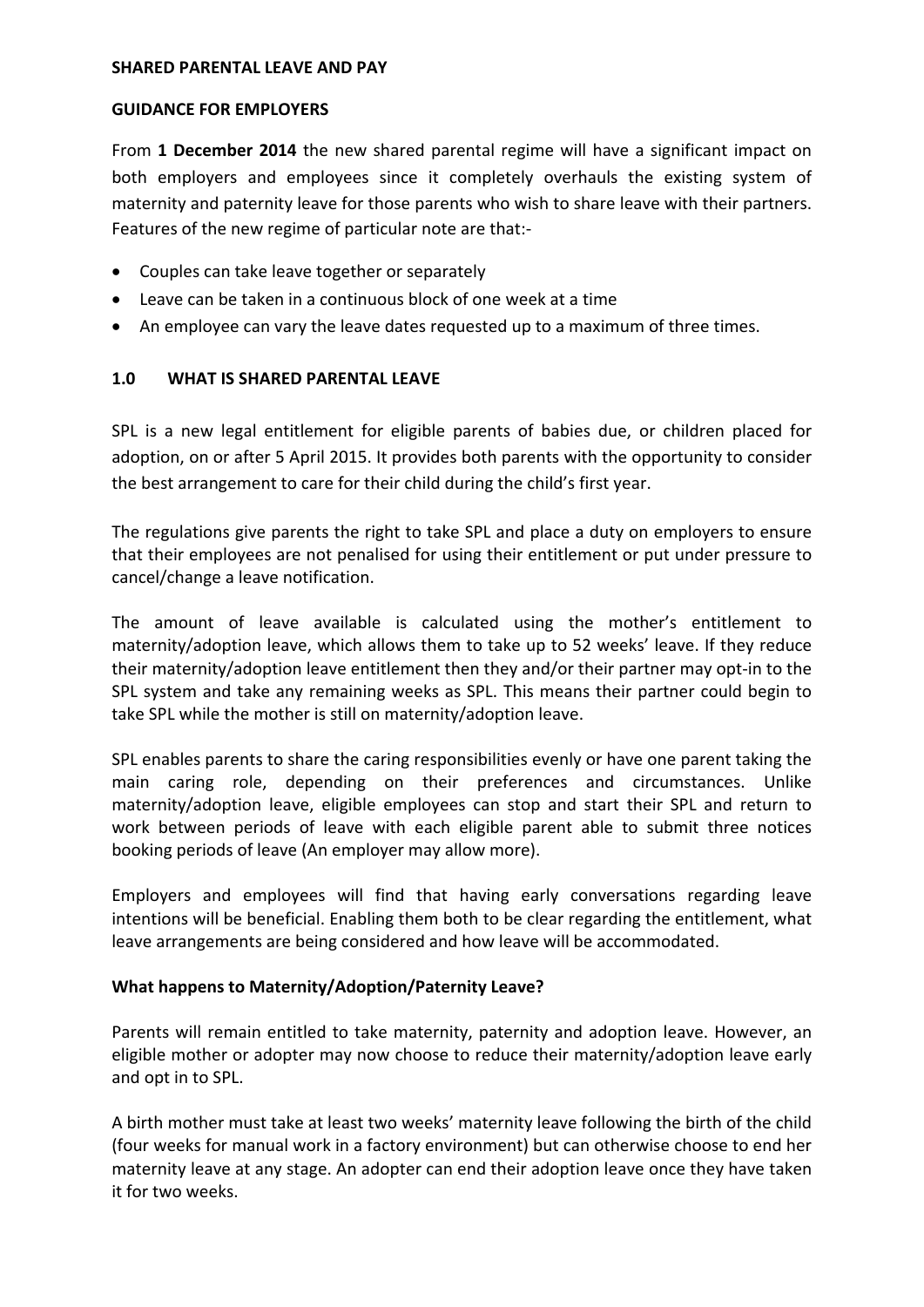**SHARED PARENTAL LEAVE AND PAY**

**GUIDANCE FOR EMPLOYERS**

From **1 December 2014** the new shared parental regime will have a significant impact on both employers and employees since it completely overhauls the existing system of maternity and paternity leave for those parents who wish to share leave with their partners. Features of the new regime of particular note are that:-

- Couples can take leave together or separately
- Leave can be taken in a continuous block of one week at a time
- An employee can vary the leave dates requested up to a maximum of three times.

## 1.0 WHAT IS SHARED PARENTAL LEAVE

SPL is a new legal entitlement for eligible parents of babies due, or children placed for adoption, on or after 5 April 2015. It provides both parents with the opportunity to consider the best arrangement to care for their child during the child's first year.

The regulations give parents the right to take SPL and place a duty on employers to ensure that their employees are not penalised for using their entitlement or put under pressure to cancel/change a leave notification.

The amount of leave available is calculated using the mother's entitlement to maternity/adoption leave, which allows them to take up to 52 weeks' leave. If they reduce their maternity/adoption leave entitlement then they and/or their partner may opt-in to the SPL system and take any remaining weeks as SPL. This means their partner could begin to take SPL while the mother is still on maternity/adoption leave.

SPL enables parents to share the caring responsibilities evenly or have one parent taking the main caring role, depending on their preferences and circumstances. Unlike maternity/adoption leave, eligible employees can stop and start their SPL and return to work between periods of leave with each eligible parent able to submit three notices booking periods of leave (An employer may allow more).

Employers and employees will find that having early conversations regarding leave intentions will be beneficial. Enabling them both to be clear regarding the entitlement, what leave arrangements are being considered and how leave will be accommodated.

**What happens to Maternity/Adoption/Paternity Leave?**

Parents will remain entitled to take maternity, paternity and adoption leave. However, an eligible mother or adopter may now choose to reduce their maternity/adoption leave early and opt in to SPL.

A birth mother must take at least two weeks' maternity leave following the birth of the child (four weeks for manual work in a factory environment) but can otherwise choose to end her maternity leave at any stage. An adopter can end their adoption leave once they have taken it for two weeks.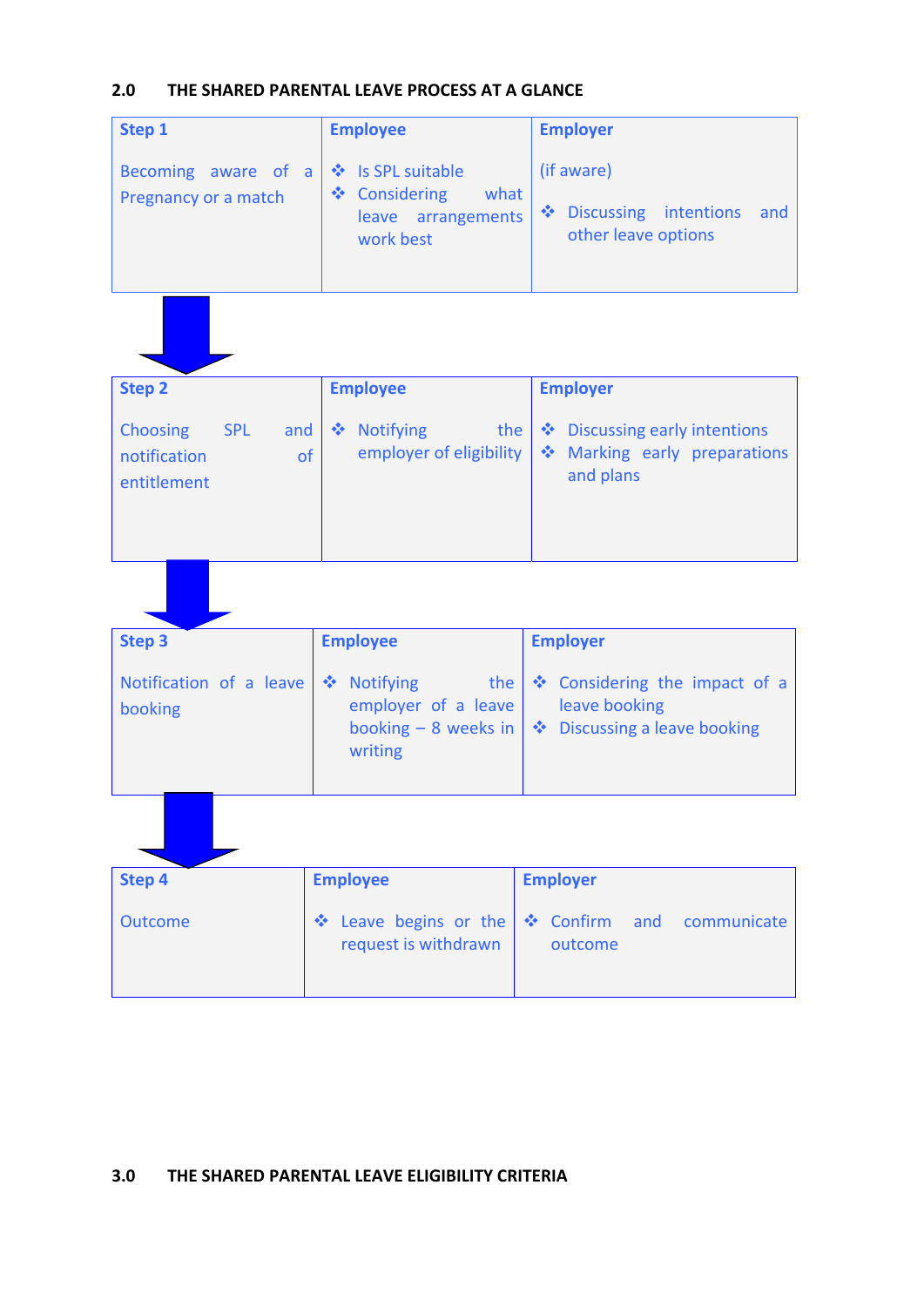## 2.0 THE SHARED PARENTAL LEAVE PROCESS AT A GLANCE

| **Step 1** | **Employee** | **Employer** |
|---|---|---|
| Becoming aware of a Pregnancy or a match | ❖ Is SPL suitable<br>❖ Considering what leave arrangements work best | (if aware)<br>❖ Discussing intentions and other leave options |

| **Step 2** | **Employee** | **Employer** |
|---|---|---|
| Choosing SPL and notification of entitlement | ❖ Notifying the employer of eligibility | ❖ Discussing early intentions<br>❖ Marking early preparations and plans |

| **Step 3** | **Employee** | **Employer** |
|---|---|---|
| Notification of a leave booking | ❖ Notifying the employer of a leave booking – 8 weeks in writing | ❖ Considering the impact of a leave booking<br>❖ Discussing a leave booking |

| **Step 4** | **Employee** | **Employer** |
|---|---|---|
| Outcome | ❖ Leave begins or the request is withdrawn | ❖ Confirm and communicate outcome |

## 3.0 THE SHARED PARENTAL LEAVE ELIGIBILITY CRITERIA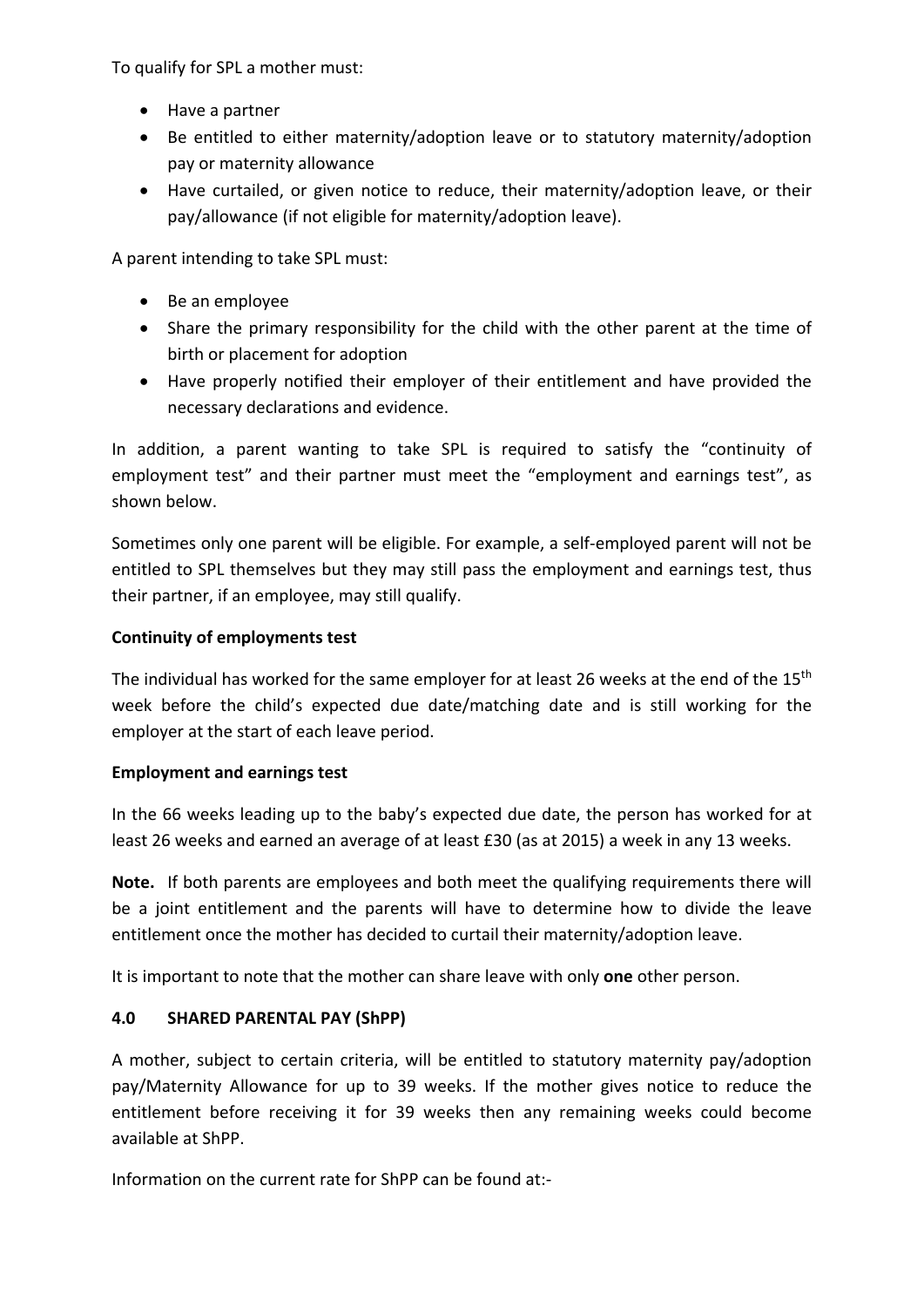To qualify for SPL a mother must:

- Have a partner
- Be entitled to either maternity/adoption leave or to statutory maternity/adoption pay or maternity allowance
- Have curtailed, or given notice to reduce, their maternity/adoption leave, or their pay/allowance (if not eligible for maternity/adoption leave).

A parent intending to take SPL must:

- Be an employee
- Share the primary responsibility for the child with the other parent at the time of birth or placement for adoption
- Have properly notified their employer of their entitlement and have provided the necessary declarations and evidence.

In addition, a parent wanting to take SPL is required to satisfy the "continuity of employment test" and their partner must meet the "employment and earnings test", as shown below.

Sometimes only one parent will be eligible. For example, a self-employed parent will not be entitled to SPL themselves but they may still pass the employment and earnings test, thus their partner, if an employee, may still qualify.

**Continuity of employments test**

The individual has worked for the same employer for at least 26 weeks at the end of the 15th week before the child's expected due date/matching date and is still working for the employer at the start of each leave period.

**Employment and earnings test**

In the 66 weeks leading up to the baby's expected due date, the person has worked for at least 26 weeks and earned an average of at least £30 (as at 2015) a week in any 13 weeks.

**Note.** If both parents are employees and both meet the qualifying requirements there will be a joint entitlement and the parents will have to determine how to divide the leave entitlement once the mother has decided to curtail their maternity/adoption leave.

It is important to note that the mother can share leave with only **one** other person.

## 4.0 SHARED PARENTAL PAY (ShPP)

A mother, subject to certain criteria, will be entitled to statutory maternity pay/adoption pay/Maternity Allowance for up to 39 weeks. If the mother gives notice to reduce the entitlement before receiving it for 39 weeks then any remaining weeks could become available at ShPP.

Information on the current rate for ShPP can be found at:-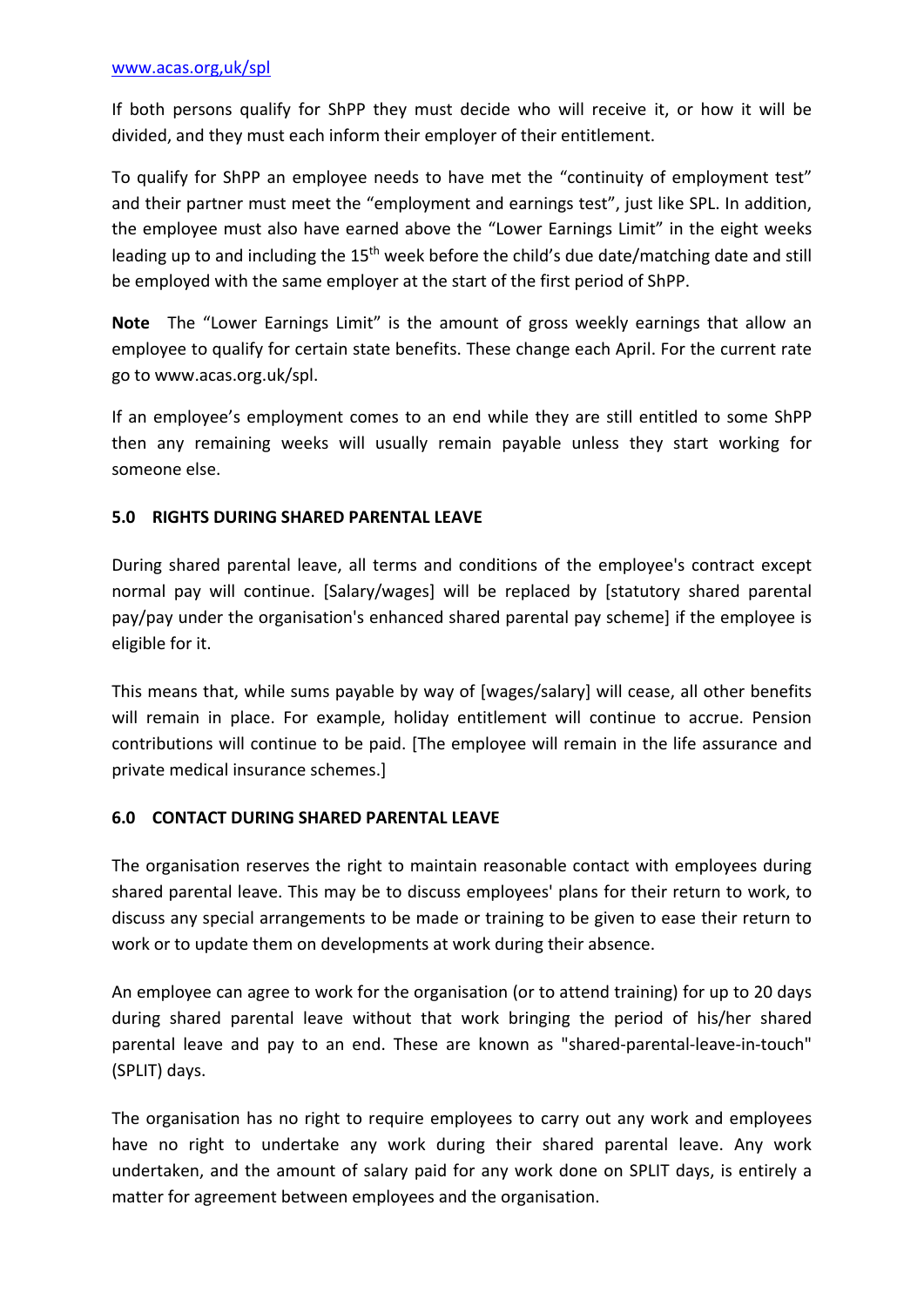www.acas.org,uk/spl

If both persons qualify for ShPP they must decide who will receive it, or how it will be divided, and they must each inform their employer of their entitlement.

To qualify for ShPP an employee needs to have met the "continuity of employment test" and their partner must meet the "employment and earnings test", just like SPL. In addition, the employee must also have earned above the "Lower Earnings Limit" in the eight weeks leading up to and including the 15th week before the child's due date/matching date and still be employed with the same employer at the start of the first period of ShPP.

**Note** The "Lower Earnings Limit" is the amount of gross weekly earnings that allow an employee to qualify for certain state benefits. These change each April. For the current rate go to www.acas.org.uk/spl.

If an employee's employment comes to an end while they are still entitled to some ShPP then any remaining weeks will usually remain payable unless they start working for someone else.

## 5.0 RIGHTS DURING SHARED PARENTAL LEAVE

During shared parental leave, all terms and conditions of the employee's contract except normal pay will continue. [Salary/wages] will be replaced by [statutory shared parental pay/pay under the organisation's enhanced shared parental pay scheme] if the employee is eligible for it.

This means that, while sums payable by way of [wages/salary] will cease, all other benefits will remain in place. For example, holiday entitlement will continue to accrue. Pension contributions will continue to be paid. [The employee will remain in the life assurance and private medical insurance schemes.]

## 6.0 CONTACT DURING SHARED PARENTAL LEAVE

The organisation reserves the right to maintain reasonable contact with employees during shared parental leave. This may be to discuss employees' plans for their return to work, to discuss any special arrangements to be made or training to be given to ease their return to work or to update them on developments at work during their absence.

An employee can agree to work for the organisation (or to attend training) for up to 20 days during shared parental leave without that work bringing the period of his/her shared parental leave and pay to an end. These are known as "shared-parental-leave-in-touch" (SPLIT) days.

The organisation has no right to require employees to carry out any work and employees have no right to undertake any work during their shared parental leave. Any work undertaken, and the amount of salary paid for any work done on SPLIT days, is entirely a matter for agreement between employees and the organisation.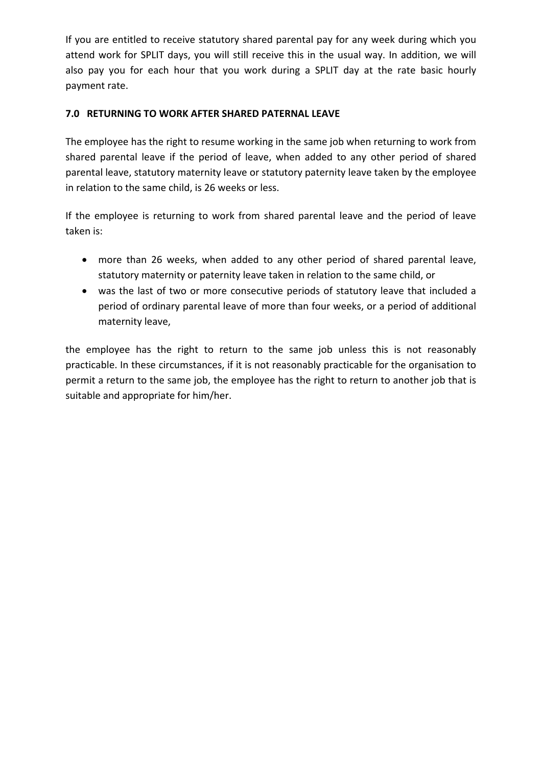If you are entitled to receive statutory shared parental pay for any week during which you attend work for SPLIT days, you will still receive this in the usual way. In addition, we will also pay you for each hour that you work during a SPLIT day at the rate basic hourly payment rate.

## 7.0 RETURNING TO WORK AFTER SHARED PATERNAL LEAVE

The employee has the right to resume working in the same job when returning to work from shared parental leave if the period of leave, when added to any other period of shared parental leave, statutory maternity leave or statutory paternity leave taken by the employee in relation to the same child, is 26 weeks or less.

If the employee is returning to work from shared parental leave and the period of leave taken is:

- more than 26 weeks, when added to any other period of shared parental leave, statutory maternity or paternity leave taken in relation to the same child, or
- was the last of two or more consecutive periods of statutory leave that included a period of ordinary parental leave of more than four weeks, or a period of additional maternity leave,

the employee has the right to return to the same job unless this is not reasonably practicable. In these circumstances, if it is not reasonably practicable for the organisation to permit a return to the same job, the employee has the right to return to another job that is suitable and appropriate for him/her.